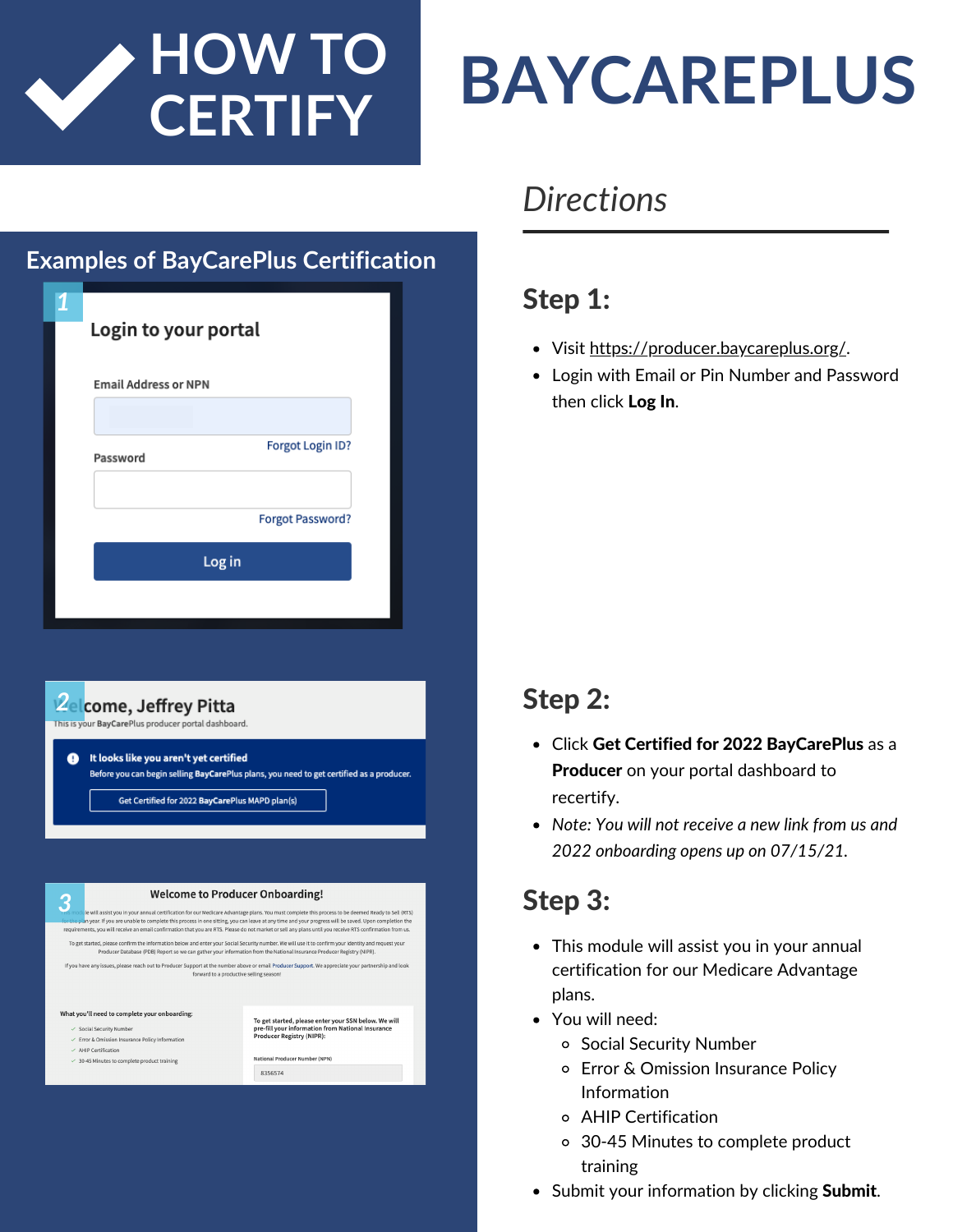# HOW TO CERTIFY

# BAYCAREPLUS

## Examples of BayCarePlus Certification

1

**Login to your portal**

Email Address or NPN

Forgot Login ID?

Password

Forgot Password?

Log in

2

Welcome, Jeffrey Pitta

This is your BayCarePlus producer portal dashboard.

It looks like you aren't yet certified

Before you can begin selling BayCarePlus plans, you need to get certified as a producer.

Get Certified for 2022 BayCarePlus MAPD plan(s)

3

Welcome to Producer Onboarding!

What you'll need to complete your onboarding:

- Social Security Number
- Error & Omission Insurance Policy Information
- AHIP Certification
- 30-45 Minutes to complete product training

To get started, please enter your SSN below. We will pre-fill your information from National Insurance Producer Registry (NIPR):

National Producer Number (NPN)

8356574

## *Directions*

### Step 1:

- Visit https://producer.baycareplus.org/.
- Login with Email or Pin Number and Password then click **Log In**.

### Step 2:

- Click **Get Certified for 2022 BayCarePlus** as a **Producer** on your portal dashboard to recertify.
- *Note: You will not receive a new link from us and 2022 onboarding opens up on 07/15/21.*

### Step 3:

- This module will assist you in your annual certification for our Medicare Advantage plans.
- You will need:
  - Social Security Number
  - Error & Omission Insurance Policy Information
  - AHIP Certification
  - 30-45 Minutes to complete product training
- Submit your information by clicking **Submit**.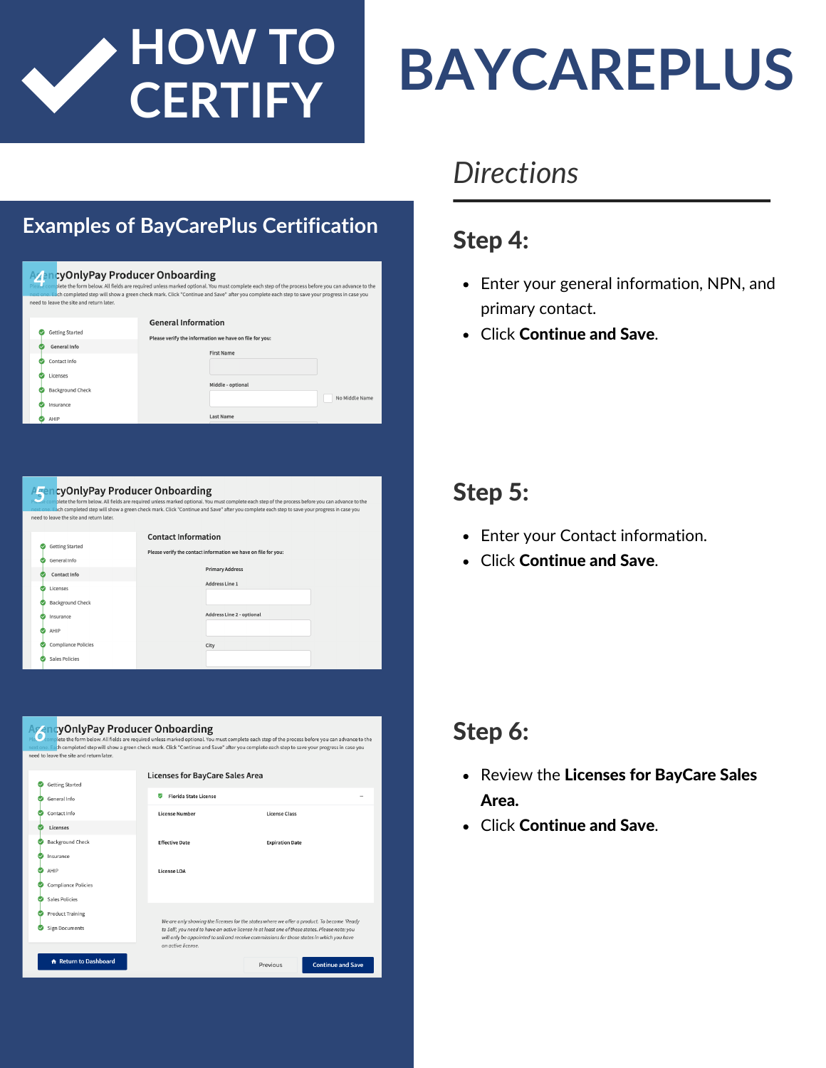# HOW TO CERTIFY

# BAYCAREPLUS

## Examples of BayCarePlus Certification

*Directions*

### Step 4:

- Enter your general information, NPN, and primary contact.
- Click **Continue and Save**.

### Step 5:

- Enter your Contact information.
- Click **Continue and Save**.

### Step 6:

- Review the **Licenses for BayCare Sales Area.**
- Click **Continue and Save**.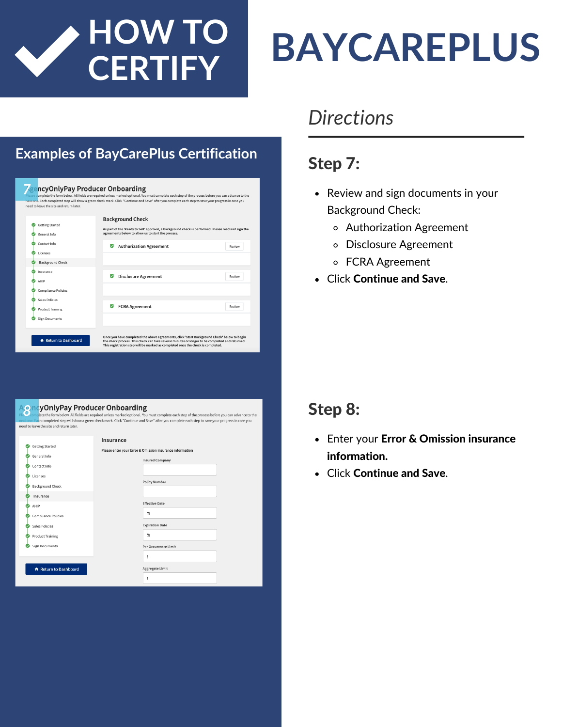# HOW TO CERTIFY

# BAYCAREPLUS

## Examples of BayCarePlus Certification

*Directions*

## Step 7:

- Review and sign documents in your Background Check:
  - Authorization Agreement
  - Disclosure Agreement
  - FCRA Agreement
- Click **Continue and Save**.

## Step 8:

- Enter your **Error & Omission insurance information.**
- Click **Continue and Save**.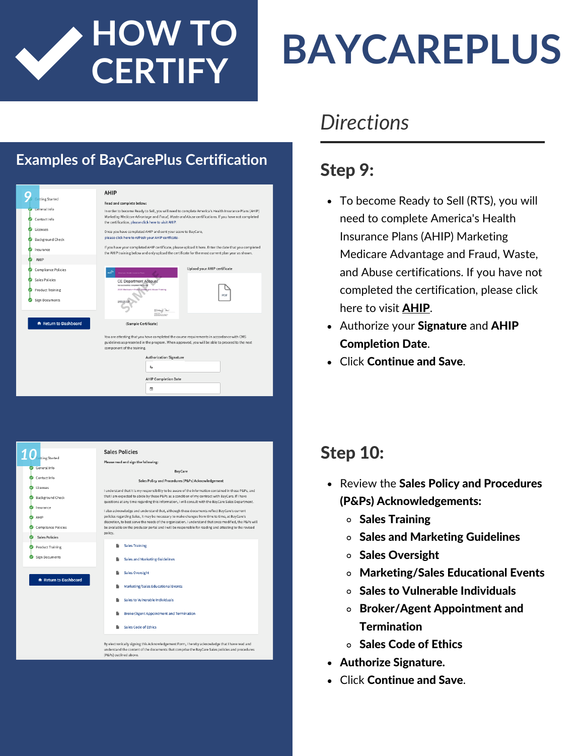# HOW TO CERTIFY

# BAYCAREPLUS

## Examples of BayCarePlus Certification

*Directions*

## Step 9:

- To become Ready to Sell (RTS), you will need to complete America's Health Insurance Plans (AHIP) Marketing Medicare Advantage and Fraud, Waste, and Abuse certifications. If you have not completed the certification, please click here to visit **AHIP**.
- Authorize your **Signature** and **AHIP Completion Date**.
- Click **Continue and Save**.

## Step 10:

- Review the **Sales Policy and Procedures (P&Ps) Acknowledgements:**
  - **Sales Training**
  - **Sales and Marketing Guidelines**
  - **Sales Oversight**
  - **Marketing/Sales Educational Events**
  - **Sales to Vulnerable Individuals**
  - **Broker/Agent Appointment and Termination**
  - **Sales Code of Ethics**
- **Authorize Signature.**
- Click **Continue and Save**.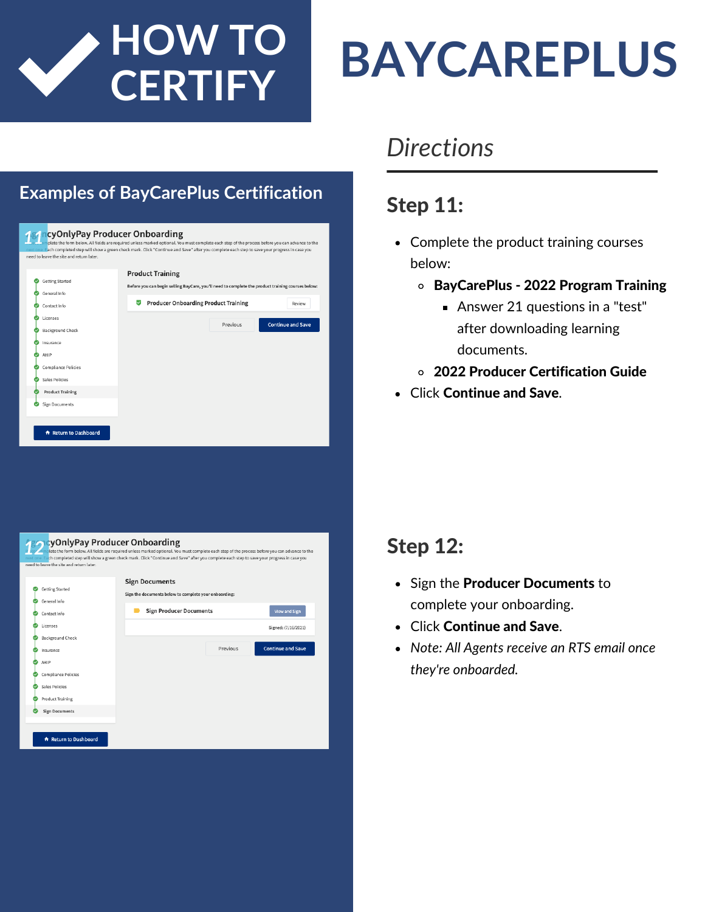# HOW TO CERTIFY

# BAYCAREPLUS

## Examples of BayCarePlus Certification

## *Directions*

### Step 11:

- Complete the product training courses below:
  - **BayCarePlus - 2022 Program Training**
    - Answer 21 questions in a "test" after downloading learning documents.
  - **2022 Producer Certification Guide**
- Click **Continue and Save**.

### Step 12:

- Sign the **Producer Documents** to complete your onboarding.
- Click **Continue and Save**.
- *Note: All Agents receive an RTS email once they're onboarded.*